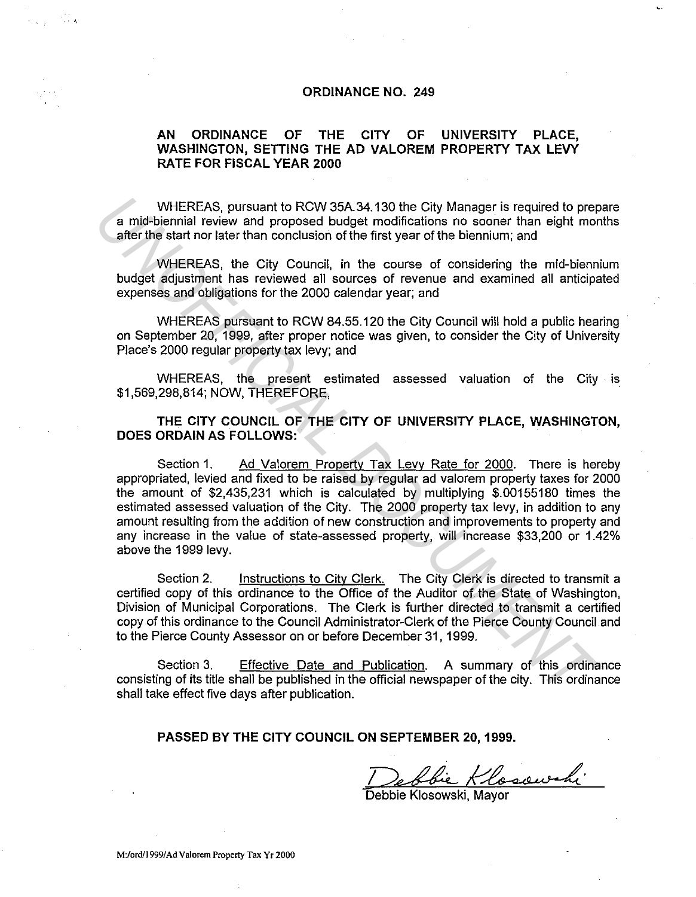# ORDINANCE NO. 249

## AN ORDINANCE OF THE CITY OF UNIVERSITY PLACE, WASHINGTON, SETTING THE AD VALOREM PROPERTY TAX LEVY RATE FOR FISCAL YEAR 2000

WHEREAS, pursuant to RCW 35A.34.130 the City Manager is required to prepare a mid-biennial review and proposed budget modifications no sooner than eight months after the start nor later than conclusion of the first year of the biennium; and

WHEREAS, the City Council, in the course of considering the mid-biennium budget adjustment has reviewed all sources of revenue and examined all anticipated expenses and obligations for the 2000 calendar year; and

WHEREAS pursuant to RCW 84.55.120 the City Council will hold a public hearing on September 20, 1999, after proper notice was given, to consider the City of University Place's 2000 regular property tax levy; and

WHEREAS, the present estimated assessed valuation of the City is $1,569,298,814; NOW, THEREFORE,

**THE CITY COUNCIL OF THE CITY OF UNIVERSITY PLACE, WASHINGTON, DOES ORDAIN AS FOLLOWS:**

Section 1. Ad Valorem Property Tax Levy Rate for 2000. There is hereby appropriated, levied and fixed to be raised by regular ad valorem property taxes for 2000 the amount of $2,435,231 which is calculated by multiplying $.00155180 times the estimated assessed valuation of the City. The 2000 property tax levy, in addition to any amount resulting from the addition of new construction and improvements to property and any increase in the value of state-assessed property, will increase $33,200 or 1.42% above the 1999 levy.

Section 2. Instructions to City Clerk. The City Clerk is directed to transmit a certified copy of this ordinance to the Office of the Auditor of the State of Washington, Division of Municipal Corporations. The Clerk is further directed to transmit a certified copy of this ordinance to the Council Administrator-Clerk of the Pierce County Council and to the Pierce County Assessor on or before December 31, 1999.

Section 3. Effective Date and Publication. A summary of this ordinance consisting of its title shall be published in the official newspaper of the city. This ordinance shall take effect five days after publication.

**PASSED BY THE CITY COUNCIL ON SEPTEMBER 20, 1999.**

Debbie Klosowski, Mayor

M:/ord/1999/Ad Valorem Property Tax Yr 2000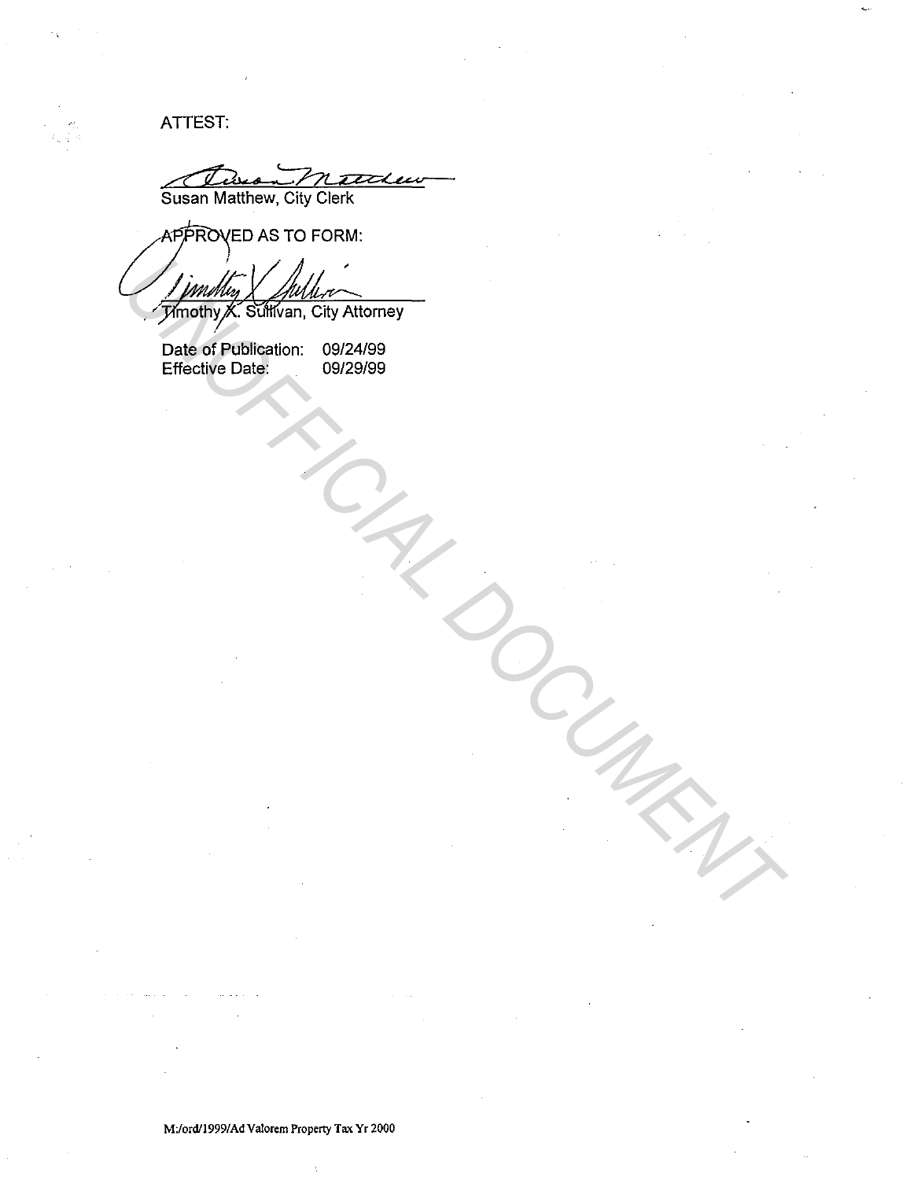ATTEST:

Susan Matthew, City Clerk

APPROVED AS TO FORM:

Timothy X. Sullivan, City Attorney

Date of Publication: 09/24/99
Effective Date: 09/29/99

M:/ord/1999/Ad Valorem Property Tax Yr 2000